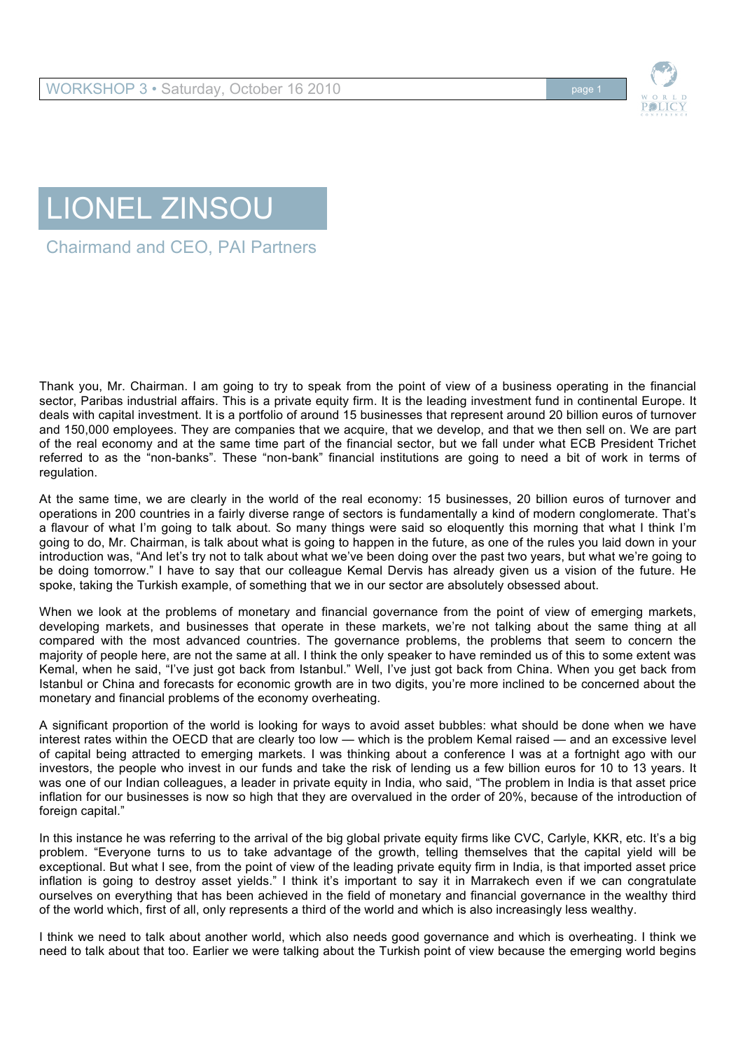# LIONEL ZINSOU

Chairmand and CEO, PAI Partners

Thank you, Mr. Chairman. I am going to try to speak from the point of view of a business operating in the financial sector, Paribas industrial affairs. This is a private equity firm. It is the leading investment fund in continental Europe. It deals with capital investment. It is a portfolio of around 15 businesses that represent around 20 billion euros of turnover and 150,000 employees. They are companies that we acquire, that we develop, and that we then sell on. We are part of the real economy and at the same time part of the financial sector, but we fall under what ECB President Trichet referred to as the "non-banks". These "non-bank" financial institutions are going to need a bit of work in terms of regulation.

At the same time, we are clearly in the world of the real economy: 15 businesses, 20 billion euros of turnover and operations in 200 countries in a fairly diverse range of sectors is fundamentally a kind of modern conglomerate. That's a flavour of what I'm going to talk about. So many things were said so eloquently this morning that what I think I'm going to do, Mr. Chairman, is talk about what is going to happen in the future, as one of the rules you laid down in your introduction was, "And let's try not to talk about what we've been doing over the past two years, but what we're going to be doing tomorrow." I have to say that our colleague Kemal Dervis has already given us a vision of the future. He spoke, taking the Turkish example, of something that we in our sector are absolutely obsessed about.

When we look at the problems of monetary and financial governance from the point of view of emerging markets, developing markets, and businesses that operate in these markets, we're not talking about the same thing at all compared with the most advanced countries. The governance problems, the problems that seem to concern the majority of people here, are not the same at all. I think the only speaker to have reminded us of this to some extent was Kemal, when he said, "I've just got back from Istanbul." Well, I've just got back from China. When you get back from Istanbul or China and forecasts for economic growth are in two digits, you're more inclined to be concerned about the monetary and financial problems of the economy overheating.

A significant proportion of the world is looking for ways to avoid asset bubbles: what should be done when we have interest rates within the OECD that are clearly too low — which is the problem Kemal raised — and an excessive level of capital being attracted to emerging markets. I was thinking about a conference I was at a fortnight ago with our investors, the people who invest in our funds and take the risk of lending us a few billion euros for 10 to 13 years. It was one of our Indian colleagues, a leader in private equity in India, who said, "The problem in India is that asset price inflation for our businesses is now so high that they are overvalued in the order of 20%, because of the introduction of foreign capital."

In this instance he was referring to the arrival of the big global private equity firms like CVC, Carlyle, KKR, etc. It's a big problem. "Everyone turns to us to take advantage of the growth, telling themselves that the capital yield will be exceptional. But what I see, from the point of view of the leading private equity firm in India, is that imported asset price inflation is going to destroy asset yields." I think it's important to say it in Marrakech even if we can congratulate ourselves on everything that has been achieved in the field of monetary and financial governance in the wealthy third of the world which, first of all, only represents a third of the world and which is also increasingly less wealthy.

I think we need to talk about another world, which also needs good governance and which is overheating. I think we need to talk about that too. Earlier we were talking about the Turkish point of view because the emerging world begins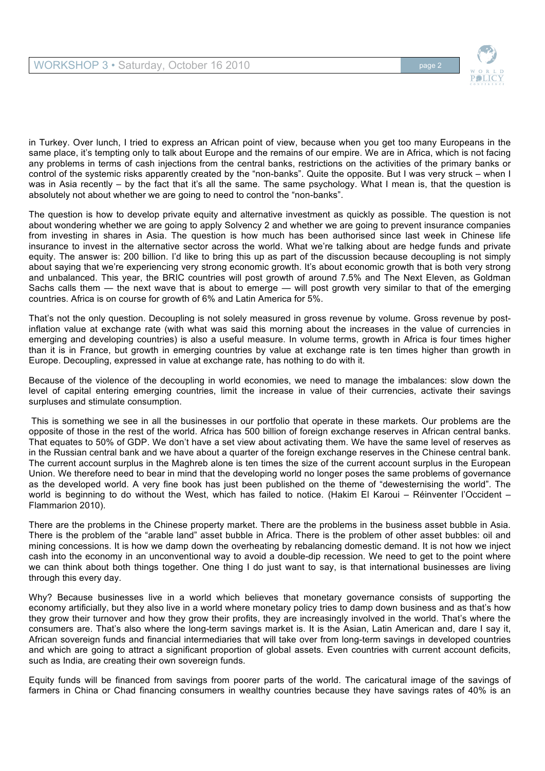in Turkey. Over lunch, I tried to express an African point of view, because when you get too many Europeans in the same place, it's tempting only to talk about Europe and the remains of our empire. We are in Africa, which is not facing any problems in terms of cash injections from the central banks, restrictions on the activities of the primary banks or control of the systemic risks apparently created by the "non-banks". Quite the opposite. But I was very struck – when I was in Asia recently – by the fact that it's all the same. The same psychology. What I mean is, that the question is absolutely not about whether we are going to need to control the "non-banks".

The question is how to develop private equity and alternative investment as quickly as possible. The question is not about wondering whether we are going to apply Solvency 2 and whether we are going to prevent insurance companies from investing in shares in Asia. The question is how much has been authorised since last week in Chinese life insurance to invest in the alternative sector across the world. What we're talking about are hedge funds and private equity. The answer is: 200 billion. I'd like to bring this up as part of the discussion because decoupling is not simply about saying that we're experiencing very strong economic growth. It's about economic growth that is both very strong and unbalanced. This year, the BRIC countries will post growth of around 7.5% and The Next Eleven, as Goldman Sachs calls them — the next wave that is about to emerge — will post growth very similar to that of the emerging countries. Africa is on course for growth of 6% and Latin America for 5%.

That's not the only question. Decoupling is not solely measured in gross revenue by volume. Gross revenue by post-inflation value at exchange rate (with what was said this morning about the increases in the value of currencies in emerging and developing countries) is also a useful measure. In volume terms, growth in Africa is four times higher than it is in France, but growth in emerging countries by value at exchange rate is ten times higher than growth in Europe. Decoupling, expressed in value at exchange rate, has nothing to do with it.

Because of the violence of the decoupling in world economies, we need to manage the imbalances: slow down the level of capital entering emerging countries, limit the increase in value of their currencies, activate their savings surpluses and stimulate consumption.

This is something we see in all the businesses in our portfolio that operate in these markets. Our problems are the opposite of those in the rest of the world. Africa has 500 billion of foreign exchange reserves in African central banks. That equates to 50% of GDP. We don't have a set view about activating them. We have the same level of reserves as in the Russian central bank and we have about a quarter of the foreign exchange reserves in the Chinese central bank. The current account surplus in the Maghreb alone is ten times the size of the current account surplus in the European Union. We therefore need to bear in mind that the developing world no longer poses the same problems of governance as the developed world. A very fine book has just been published on the theme of "dewesternising the world". The world is beginning to do without the West, which has failed to notice. (Hakim El Karoui – Réinventer l'Occident – Flammarion 2010).

There are the problems in the Chinese property market. There are the problems in the business asset bubble in Asia. There is the problem of the "arable land" asset bubble in Africa. There is the problem of other asset bubbles: oil and mining concessions. It is how we damp down the overheating by rebalancing domestic demand. It is not how we inject cash into the economy in an unconventional way to avoid a double-dip recession. We need to get to the point where we can think about both things together. One thing I do just want to say, is that international businesses are living through this every day.

Why? Because businesses live in a world which believes that monetary governance consists of supporting the economy artificially, but they also live in a world where monetary policy tries to damp down business and as that's how they grow their turnover and how they grow their profits, they are increasingly involved in the world. That's where the consumers are. That's also where the long-term savings market is. It is the Asian, Latin American and, dare I say it, African sovereign funds and financial intermediaries that will take over from long-term savings in developed countries and which are going to attract a significant proportion of global assets. Even countries with current account deficits, such as India, are creating their own sovereign funds.

Equity funds will be financed from savings from poorer parts of the world. The caricatural image of the savings of farmers in China or Chad financing consumers in wealthy countries because they have savings rates of 40% is an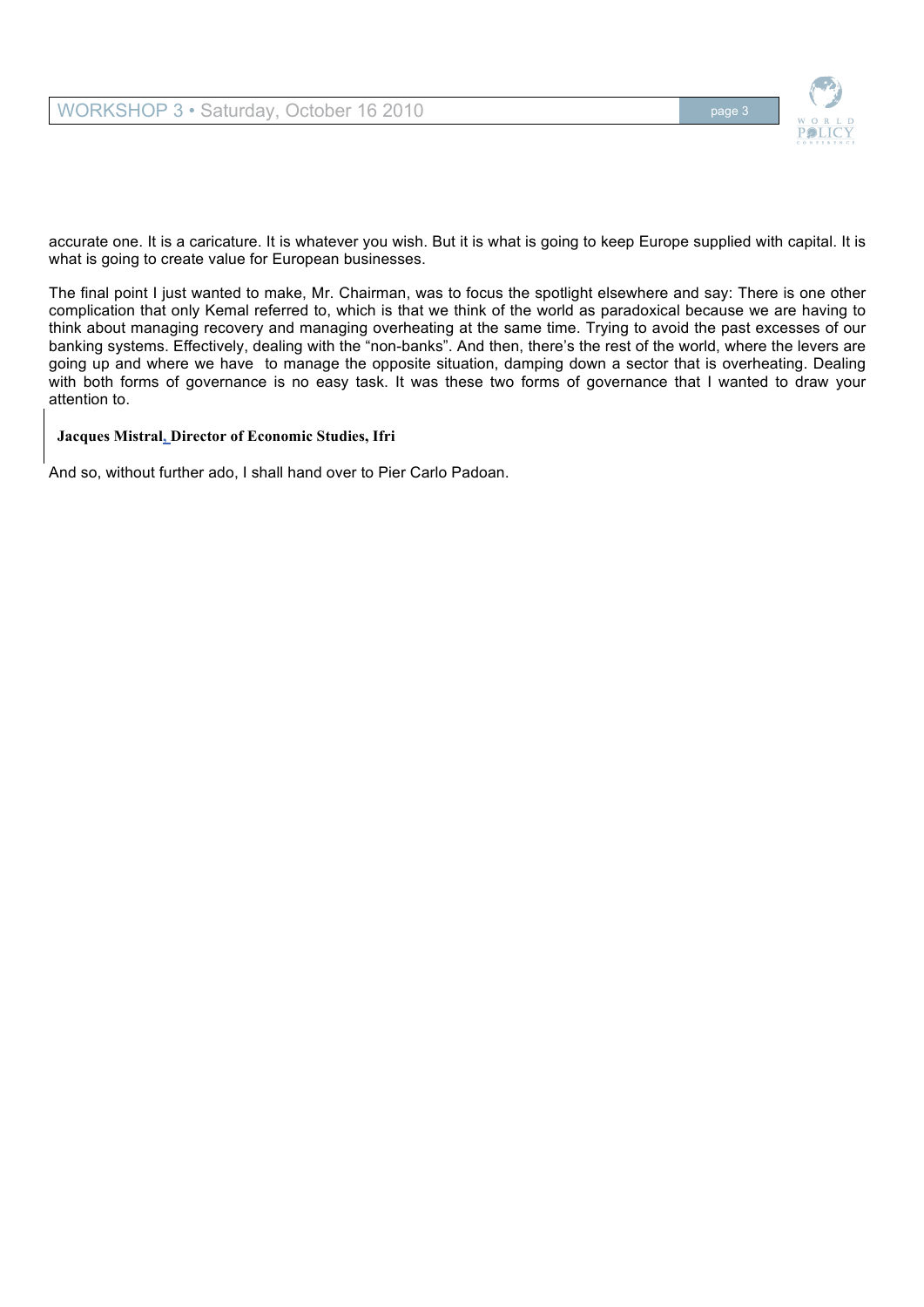accurate one. It is a caricature. It is whatever you wish. But it is what is going to keep Europe supplied with capital. It is what is going to create value for European businesses.

The final point I just wanted to make, Mr. Chairman, was to focus the spotlight elsewhere and say: There is one other complication that only Kemal referred to, which is that we think of the world as paradoxical because we are having to think about managing recovery and managing overheating at the same time. Trying to avoid the past excesses of our banking systems. Effectively, dealing with the "non-banks". And then, there's the rest of the world, where the levers are going up and where we have to manage the opposite situation, damping down a sector that is overheating. Dealing with both forms of governance is no easy task. It was these two forms of governance that I wanted to draw your attention to.

**Jacques Mistral, Director of Economic Studies, Ifri**

And so, without further ado, I shall hand over to Pier Carlo Padoan.